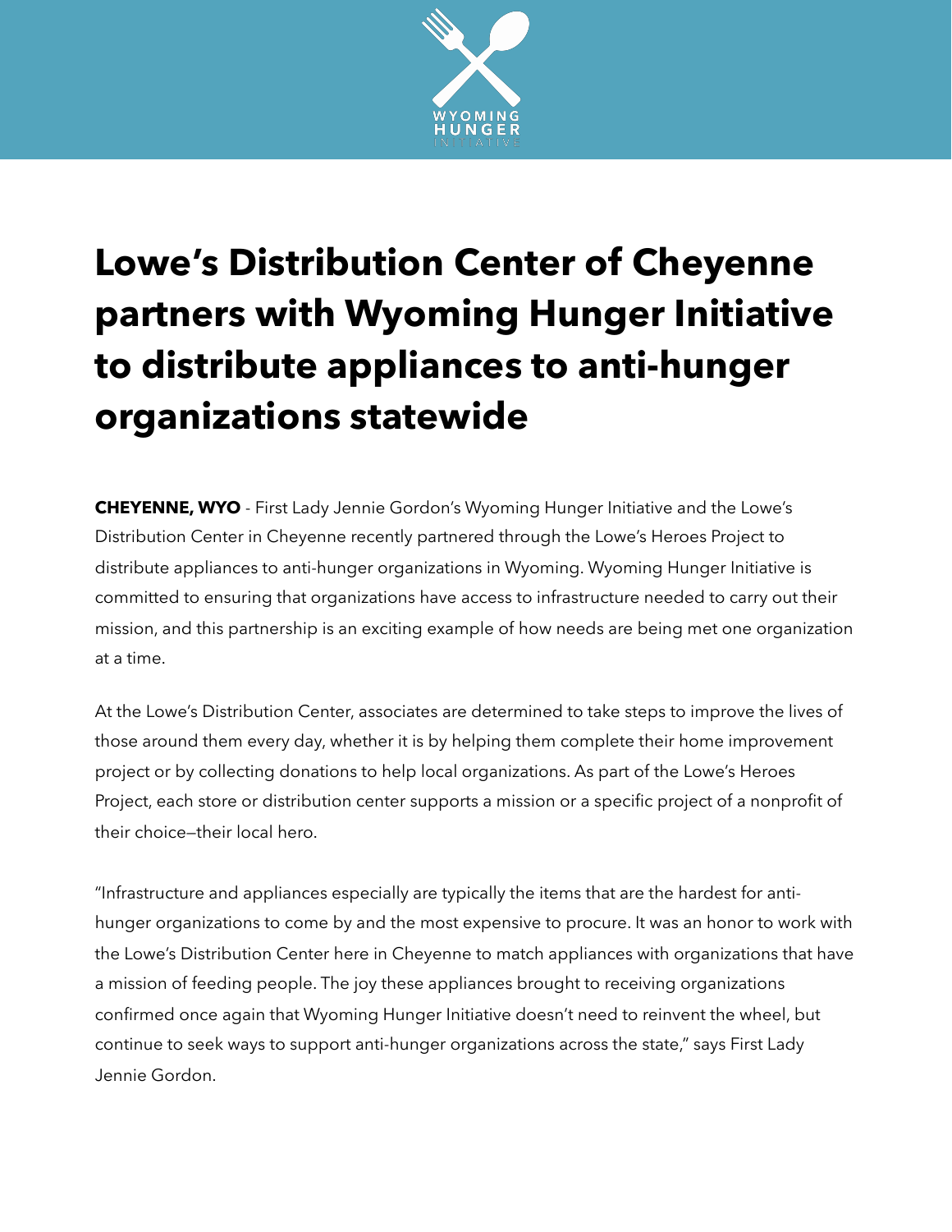# Lowe's Distribution Center of Cheyenne partners with Wyoming Hunger Initiative to distribute appliances to anti-hunger organizations statewide

**CHEYENNE, WYO** - First Lady Jennie Gordon's Wyoming Hunger Initiative and the Lowe's Distribution Center in Cheyenne recently partnered through the Lowe's Heroes Project to distribute appliances to anti-hunger organizations in Wyoming. Wyoming Hunger Initiative is committed to ensuring that organizations have access to infrastructure needed to carry out their mission, and this partnership is an exciting example of how needs are being met one organization at a time.

At the Lowe's Distribution Center, associates are determined to take steps to improve the lives of those around them every day, whether it is by helping them complete their home improvement project or by collecting donations to help local organizations. As part of the Lowe's Heroes Project, each store or distribution center supports a mission or a specific project of a nonprofit of their choice—their local hero.

"Infrastructure and appliances especially are typically the items that are the hardest for anti-hunger organizations to come by and the most expensive to procure. It was an honor to work with the Lowe's Distribution Center here in Cheyenne to match appliances with organizations that have a mission of feeding people. The joy these appliances brought to receiving organizations confirmed once again that Wyoming Hunger Initiative doesn't need to reinvent the wheel, but continue to seek ways to support anti-hunger organizations across the state," says First Lady Jennie Gordon.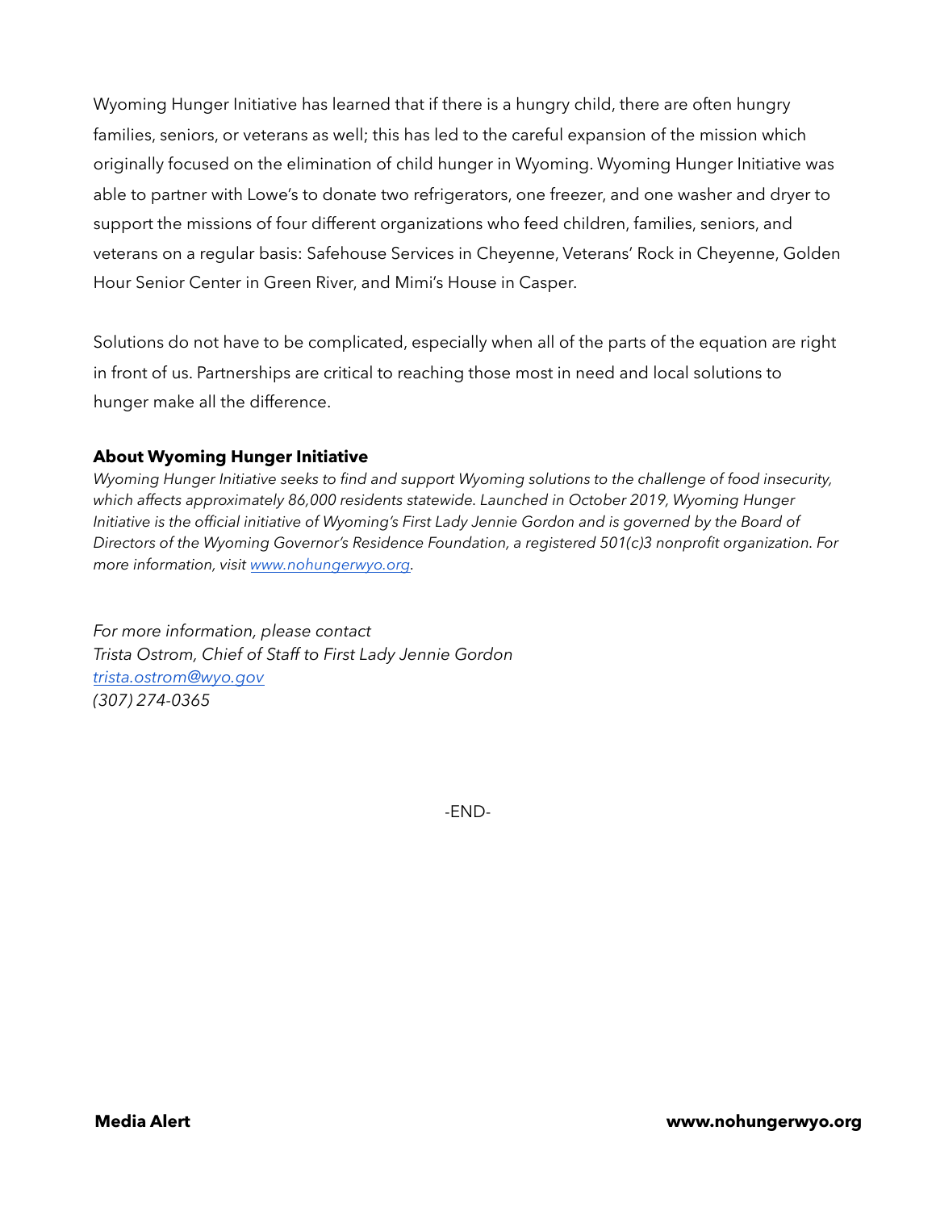Wyoming Hunger Initiative has learned that if there is a hungry child, there are often hungry families, seniors, or veterans as well; this has led to the careful expansion of the mission which originally focused on the elimination of child hunger in Wyoming. Wyoming Hunger Initiative was able to partner with Lowe's to donate two refrigerators, one freezer, and one washer and dryer to support the missions of four different organizations who feed children, families, seniors, and veterans on a regular basis: Safehouse Services in Cheyenne, Veterans' Rock in Cheyenne, Golden Hour Senior Center in Green River, and Mimi's House in Casper.

Solutions do not have to be complicated, especially when all of the parts of the equation are right in front of us. Partnerships are critical to reaching those most in need and local solutions to hunger make all the difference.

**About Wyoming Hunger Initiative**

*Wyoming Hunger Initiative seeks to find and support Wyoming solutions to the challenge of food insecurity, which affects approximately 86,000 residents statewide. Launched in October 2019, Wyoming Hunger Initiative is the official initiative of Wyoming's First Lady Jennie Gordon and is governed by the Board of Directors of the Wyoming Governor's Residence Foundation, a registered 501(c)3 nonprofit organization. For more information, visit [www.nohungerwyo.org](http://www.nohungerwyo.org).*

*For more information, please contact*
*Trista Ostrom, Chief of Staff to First Lady Jennie Gordon*
*[trista.ostrom@wyo.gov](mailto:trista.ostrom@wyo.gov)*
*(307) 274-0365*

-END-